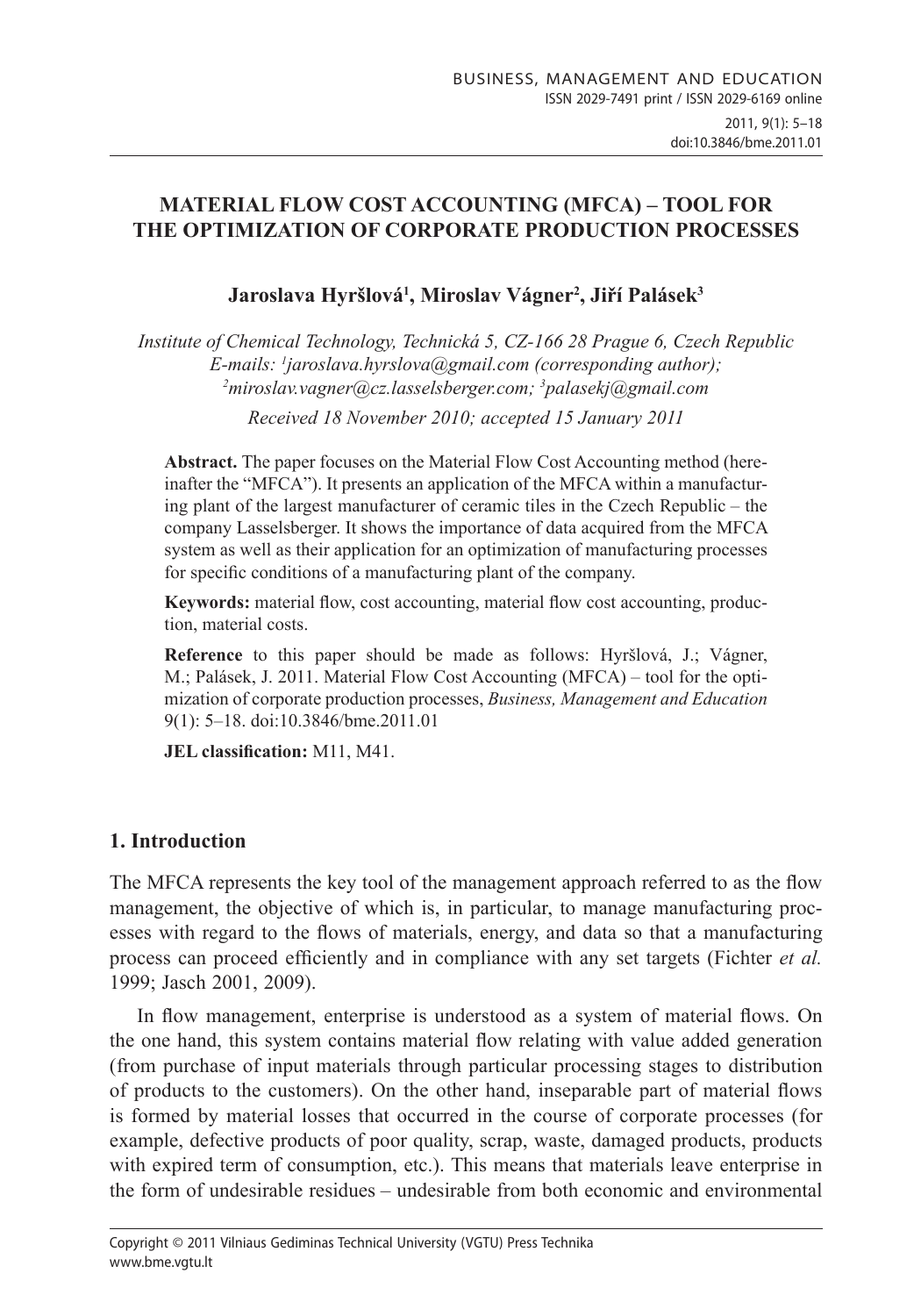# MATERIAL FLOW COST ACCOUNTING (MFCA) – TOOL FOR THE OPTIMIZATION OF CORPORATE PRODUCTION PROCESSES

**Jaroslava Hyršlová[1], Miroslav Vágner[2], Jiří Palásek[3]**

*Institute of Chemical Technology, Technická 5, CZ-166 28 Prague 6, Czech Republic*
*E-mails: [1]jaroslava.hyrslova@gmail.com (corresponding author);*
*[2]miroslav.vagner@cz.lasselsberger.com; [3]palasekj@gmail.com*

*Received 18 November 2010; accepted 15 January 2011*

**Abstract.** The paper focuses on the Material Flow Cost Accounting method (hereinafter the "MFCA"). It presents an application of the MFCA within a manufacturing plant of the largest manufacturer of ceramic tiles in the Czech Republic – the company Lasselsberger. It shows the importance of data acquired from the MFCA system as well as their application for an optimization of manufacturing processes for specific conditions of a manufacturing plant of the company.

**Keywords:** material flow, cost accounting, material flow cost accounting, production, material costs.

**Reference** to this paper should be made as follows: Hyršlová, J.; Vágner, M.; Palásek, J. 2011. Material Flow Cost Accounting (MFCA) – tool for the optimization of corporate production processes, *Business, Management and Education* 9(1): 5–18. doi:10.3846/bme.2011.01

**JEL classification:** M11, M41.

## 1. Introduction

The MFCA represents the key tool of the management approach referred to as the flow management, the objective of which is, in particular, to manage manufacturing processes with regard to the flows of materials, energy, and data so that a manufacturing process can proceed efficiently and in compliance with any set targets (Fichter *et al.* 1999; Jasch 2001, 2009).

In flow management, enterprise is understood as a system of material flows. On the one hand, this system contains material flow relating with value added generation (from purchase of input materials through particular processing stages to distribution of products to the customers). On the other hand, inseparable part of material flows is formed by material losses that occurred in the course of corporate processes (for example, defective products of poor quality, scrap, waste, damaged products, products with expired term of consumption, etc.). This means that materials leave enterprise in the form of undesirable residues – undesirable from both economic and environmental

Copyright © 2011 Vilniaus Gediminas Technical University (VGTU) Press Technika
www.bme.vgtu.lt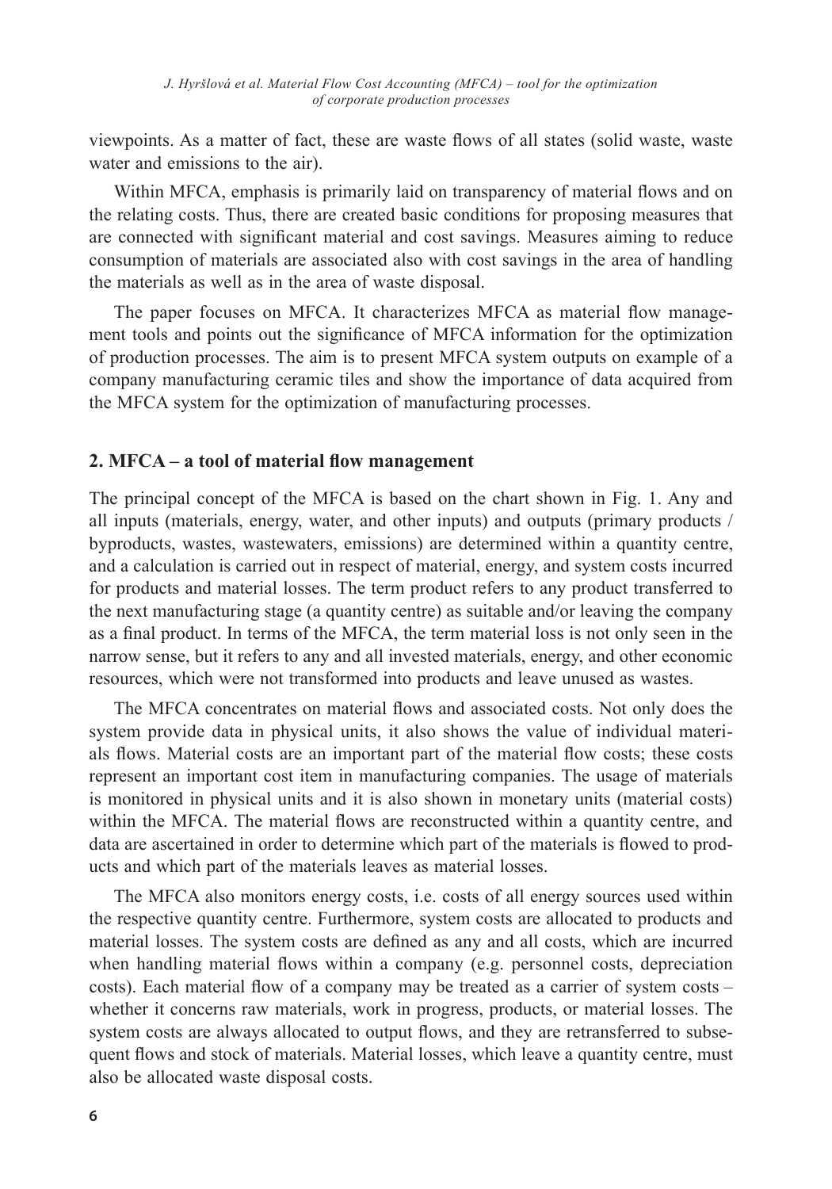viewpoints. As a matter of fact, these are waste flows of all states (solid waste, waste water and emissions to the air).

Within MFCA, emphasis is primarily laid on transparency of material flows and on the relating costs. Thus, there are created basic conditions for proposing measures that are connected with significant material and cost savings. Measures aiming to reduce consumption of materials are associated also with cost savings in the area of handling the materials as well as in the area of waste disposal.

The paper focuses on MFCA. It characterizes MFCA as material flow management tools and points out the significance of MFCA information for the optimization of production processes. The aim is to present MFCA system outputs on example of a company manufacturing ceramic tiles and show the importance of data acquired from the MFCA system for the optimization of manufacturing processes.

## 2. MFCA – a tool of material flow management

The principal concept of the MFCA is based on the chart shown in Fig. 1. Any and all inputs (materials, energy, water, and other inputs) and outputs (primary products / byproducts, wastes, wastewaters, emissions) are determined within a quantity centre, and a calculation is carried out in respect of material, energy, and system costs incurred for products and material losses. The term product refers to any product transferred to the next manufacturing stage (a quantity centre) as suitable and/or leaving the company as a final product. In terms of the MFCA, the term material loss is not only seen in the narrow sense, but it refers to any and all invested materials, energy, and other economic resources, which were not transformed into products and leave unused as wastes.

The MFCA concentrates on material flows and associated costs. Not only does the system provide data in physical units, it also shows the value of individual materials flows. Material costs are an important part of the material flow costs; these costs represent an important cost item in manufacturing companies. The usage of materials is monitored in physical units and it is also shown in monetary units (material costs) within the MFCA. The material flows are reconstructed within a quantity centre, and data are ascertained in order to determine which part of the materials is flowed to products and which part of the materials leaves as material losses.

The MFCA also monitors energy costs, i.e. costs of all energy sources used within the respective quantity centre. Furthermore, system costs are allocated to products and material losses. The system costs are defined as any and all costs, which are incurred when handling material flows within a company (e.g. personnel costs, depreciation costs). Each material flow of a company may be treated as a carrier of system costs – whether it concerns raw materials, work in progress, products, or material losses. The system costs are always allocated to output flows, and they are retransferred to subsequent flows and stock of materials. Material losses, which leave a quantity centre, must also be allocated waste disposal costs.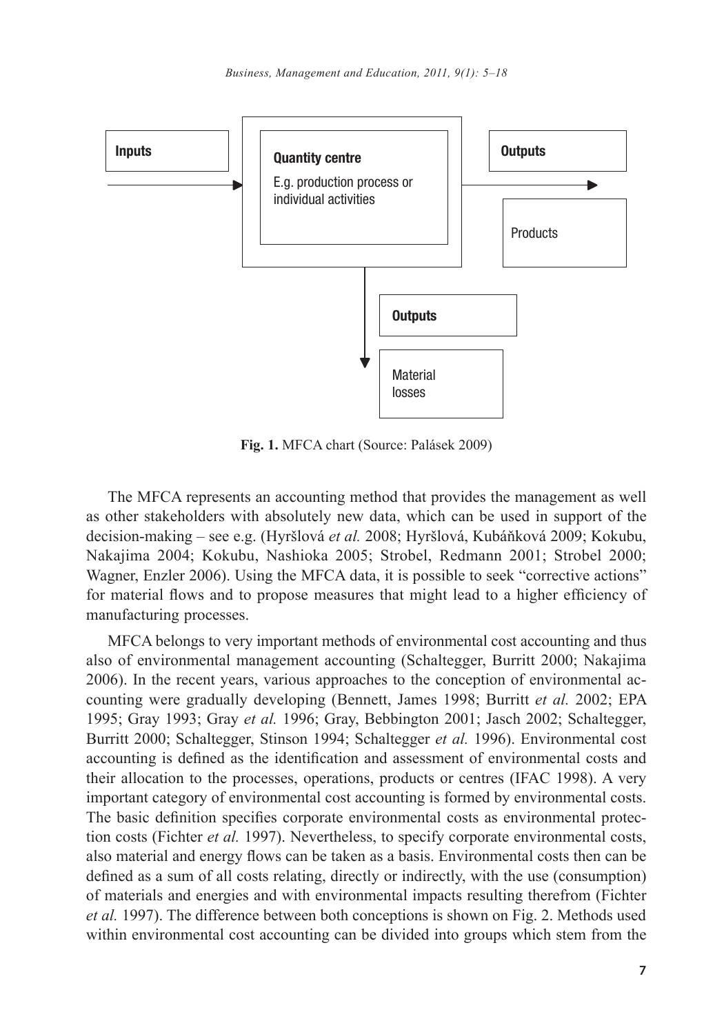Inputs

Quantity centre

E.g. production process or individual activities

Outputs

Products

Outputs

Material losses

**Fig. 1.** MFCA chart (Source: Palásek 2009)

The MFCA represents an accounting method that provides the management as well as other stakeholders with absolutely new data, which can be used in support of the decision-making – see e.g. (Hyršlová *et al.* 2008; Hyršlová, Kubáňková 2009; Kokubu, Nakajima 2004; Kokubu, Nashioka 2005; Strobel, Redmann 2001; Strobel 2000; Wagner, Enzler 2006). Using the MFCA data, it is possible to seek "corrective actions" for material flows and to propose measures that might lead to a higher efficiency of manufacturing processes.

MFCA belongs to very important methods of environmental cost accounting and thus also of environmental management accounting (Schaltegger, Burritt 2000; Nakajima 2006). In the recent years, various approaches to the conception of environmental accounting were gradually developing (Bennett, James 1998; Burritt *et al.* 2002; EPA 1995; Gray 1993; Gray *et al.* 1996; Gray, Bebbington 2001; Jasch 2002; Schaltegger, Burritt 2000; Schaltegger, Stinson 1994; Schaltegger *et al.* 1996). Environmental cost accounting is defined as the identification and assessment of environmental costs and their allocation to the processes, operations, products or centres (IFAC 1998). A very important category of environmental cost accounting is formed by environmental costs. The basic definition specifies corporate environmental costs as environmental protection costs (Fichter *et al.* 1997). Nevertheless, to specify corporate environmental costs, also material and energy flows can be taken as a basis. Environmental costs then can be defined as a sum of all costs relating, directly or indirectly, with the use (consumption) of materials and energies and with environmental impacts resulting therefrom (Fichter *et al.* 1997). The difference between both conceptions is shown on Fig. 2. Methods used within environmental cost accounting can be divided into groups which stem from the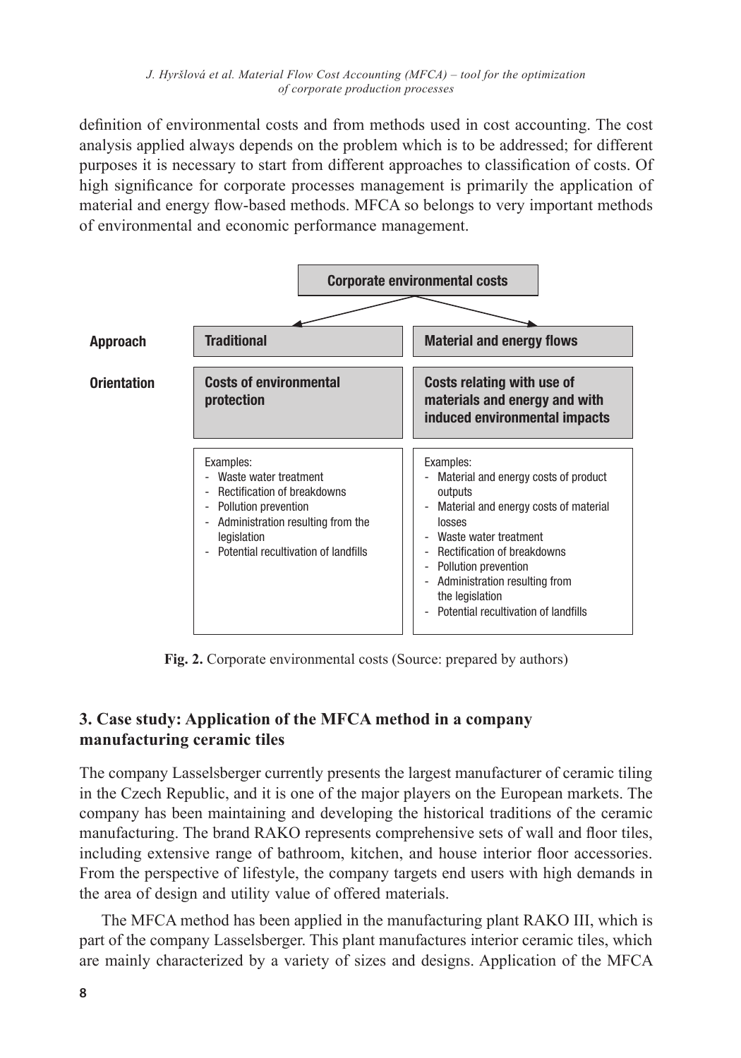definition of environmental costs and from methods used in cost accounting. The cost analysis applied always depends on the problem which is to be addressed; for different purposes it is necessary to start from different approaches to classification of costs. Of high significance for corporate processes management is primarily the application of material and energy flow-based methods. MFCA so belongs to very important methods of environmental and economic performance management.

**Corporate environmental costs**

| | | |
|---|---|---|
| **Approach** | **Traditional** | **Material and energy flows** |
| **Orientation** | **Costs of environmental protection** | **Costs relating with use of materials and energy and with induced environmental impacts** |
| | Examples:<br>- Waste water treatment<br>- Rectification of breakdowns<br>- Pollution prevention<br>- Administration resulting from the legislation<br>- Potential recultivation of landfills | Examples:<br>- Material and energy costs of product outputs<br>- Material and energy costs of material losses<br>- Waste water treatment<br>- Rectification of breakdowns<br>- Pollution prevention<br>- Administration resulting from the legislation<br>- Potential recultivation of landfills |

**Fig. 2.** Corporate environmental costs (Source: prepared by authors)

## 3. Case study: Application of the MFCA method in a company manufacturing ceramic tiles

The company Lasselsberger currently presents the largest manufacturer of ceramic tiling in the Czech Republic, and it is one of the major players on the European markets. The company has been maintaining and developing the historical traditions of the ceramic manufacturing. The brand RAKO represents comprehensive sets of wall and floor tiles, including extensive range of bathroom, kitchen, and house interior floor accessories. From the perspective of lifestyle, the company targets end users with high demands in the area of design and utility value of offered materials.

The MFCA method has been applied in the manufacturing plant RAKO III, which is part of the company Lasselsberger. This plant manufactures interior ceramic tiles, which are mainly characterized by a variety of sizes and designs. Application of the MFCA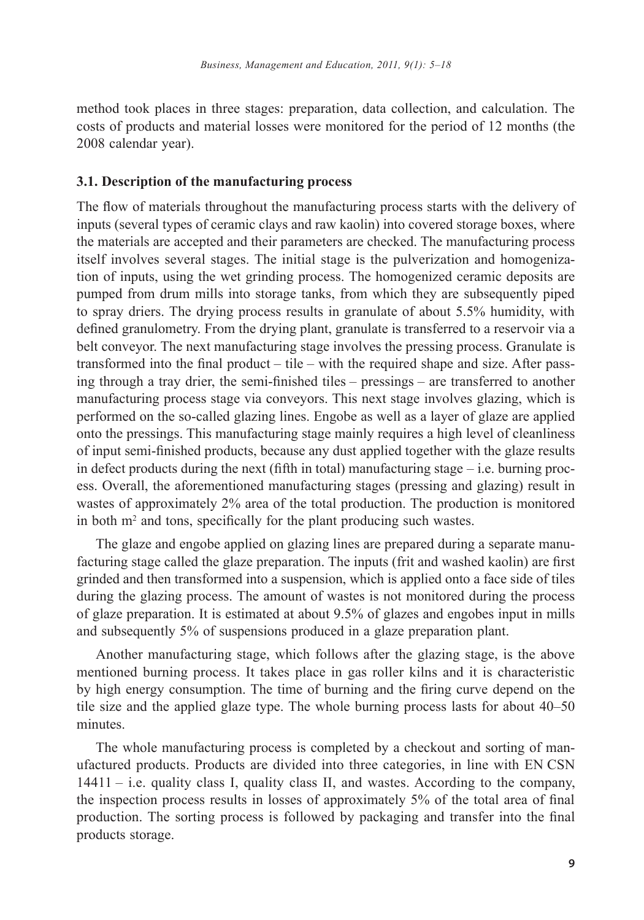method took places in three stages: preparation, data collection, and calculation. The costs of products and material losses were monitored for the period of 12 months (the 2008 calendar year).

### 3.1. Description of the manufacturing process

The flow of materials throughout the manufacturing process starts with the delivery of inputs (several types of ceramic clays and raw kaolin) into covered storage boxes, where the materials are accepted and their parameters are checked. The manufacturing process itself involves several stages. The initial stage is the pulverization and homogenization of inputs, using the wet grinding process. The homogenized ceramic deposits are pumped from drum mills into storage tanks, from which they are subsequently piped to spray driers. The drying process results in granulate of about 5.5% humidity, with defined granulometry. From the drying plant, granulate is transferred to a reservoir via a belt conveyor. The next manufacturing stage involves the pressing process. Granulate is transformed into the final product – tile – with the required shape and size. After passing through a tray drier, the semi-finished tiles – pressings – are transferred to another manufacturing process stage via conveyors. This next stage involves glazing, which is performed on the so-called glazing lines. Engobe as well as a layer of glaze are applied onto the pressings. This manufacturing stage mainly requires a high level of cleanliness of input semi-finished products, because any dust applied together with the glaze results in defect products during the next (fifth in total) manufacturing stage – i.e. burning process. Overall, the aforementioned manufacturing stages (pressing and glazing) result in wastes of approximately 2% area of the total production. The production is monitored in both m$^2$ and tons, specifically for the plant producing such wastes.

The glaze and engobe applied on glazing lines are prepared during a separate manufacturing stage called the glaze preparation. The inputs (frit and washed kaolin) are first grinded and then transformed into a suspension, which is applied onto a face side of tiles during the glazing process. The amount of wastes is not monitored during the process of glaze preparation. It is estimated at about 9.5% of glazes and engobes input in mills and subsequently 5% of suspensions produced in a glaze preparation plant.

Another manufacturing stage, which follows after the glazing stage, is the above mentioned burning process. It takes place in gas roller kilns and it is characteristic by high energy consumption. The time of burning and the firing curve depend on the tile size and the applied glaze type. The whole burning process lasts for about 40–50 minutes.

The whole manufacturing process is completed by a checkout and sorting of manufactured products. Products are divided into three categories, in line with EN CSN 14411 – i.e. quality class I, quality class II, and wastes. According to the company, the inspection process results in losses of approximately 5% of the total area of final production. The sorting process is followed by packaging and transfer into the final products storage.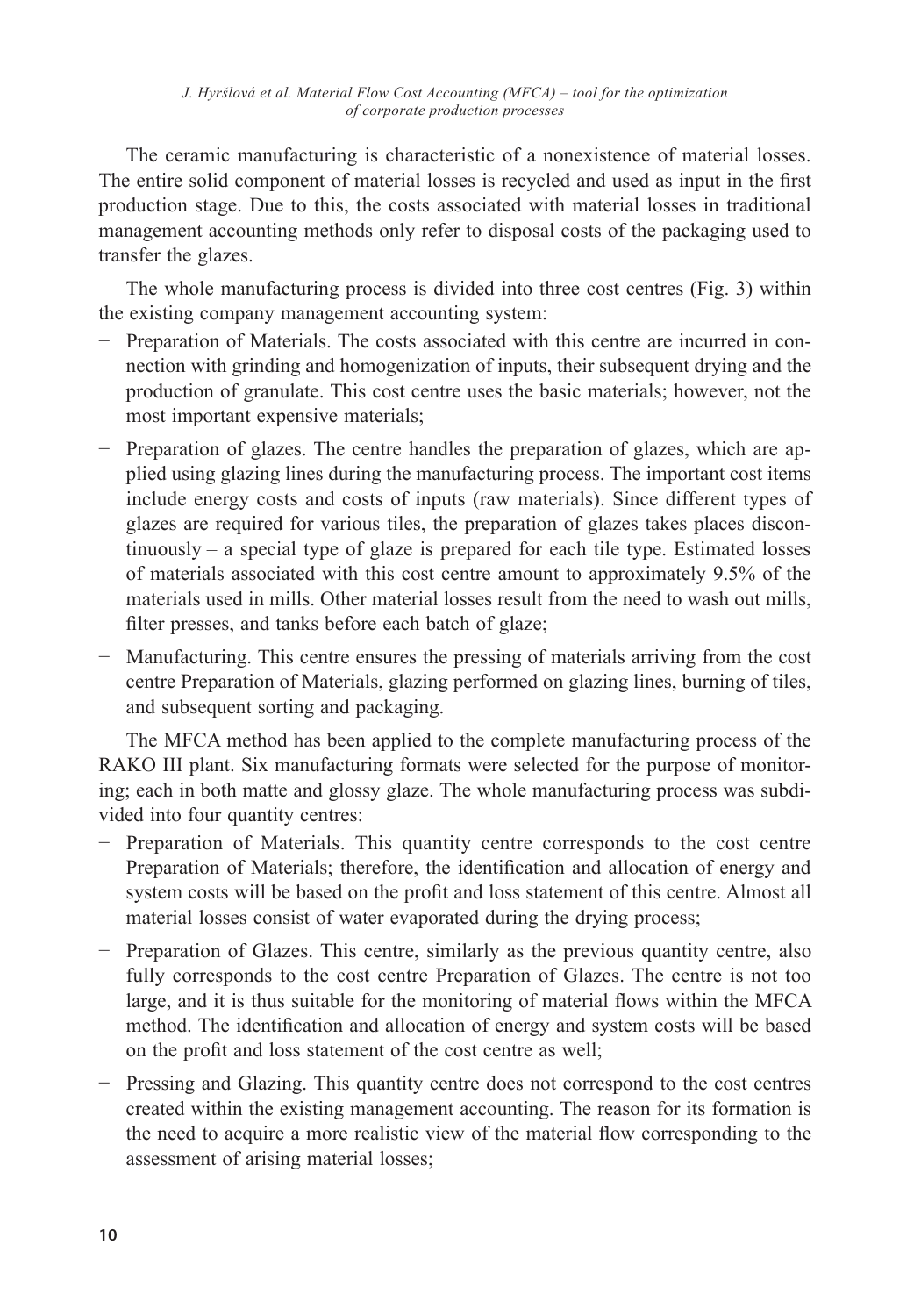The ceramic manufacturing is characteristic of a nonexistence of material losses. The entire solid component of material losses is recycled and used as input in the first production stage. Due to this, the costs associated with material losses in traditional management accounting methods only refer to disposal costs of the packaging used to transfer the glazes.

The whole manufacturing process is divided into three cost centres (Fig. 3) within the existing company management accounting system:

- Preparation of Materials. The costs associated with this centre are incurred in connection with grinding and homogenization of inputs, their subsequent drying and the production of granulate. This cost centre uses the basic materials; however, not the most important expensive materials;
- Preparation of glazes. The centre handles the preparation of glazes, which are applied using glazing lines during the manufacturing process. The important cost items include energy costs and costs of inputs (raw materials). Since different types of glazes are required for various tiles, the preparation of glazes takes places discontinuously – a special type of glaze is prepared for each tile type. Estimated losses of materials associated with this cost centre amount to approximately 9.5% of the materials used in mills. Other material losses result from the need to wash out mills, filter presses, and tanks before each batch of glaze;
- Manufacturing. This centre ensures the pressing of materials arriving from the cost centre Preparation of Materials, glazing performed on glazing lines, burning of tiles, and subsequent sorting and packaging.

The MFCA method has been applied to the complete manufacturing process of the RAKO III plant. Six manufacturing formats were selected for the purpose of monitoring; each in both matte and glossy glaze. The whole manufacturing process was subdivided into four quantity centres:

- Preparation of Materials. This quantity centre corresponds to the cost centre Preparation of Materials; therefore, the identification and allocation of energy and system costs will be based on the profit and loss statement of this centre. Almost all material losses consist of water evaporated during the drying process;
- Preparation of Glazes. This centre, similarly as the previous quantity centre, also fully corresponds to the cost centre Preparation of Glazes. The centre is not too large, and it is thus suitable for the monitoring of material flows within the MFCA method. The identification and allocation of energy and system costs will be based on the profit and loss statement of the cost centre as well;
- Pressing and Glazing. This quantity centre does not correspond to the cost centres created within the existing management accounting. The reason for its formation is the need to acquire a more realistic view of the material flow corresponding to the assessment of arising material losses;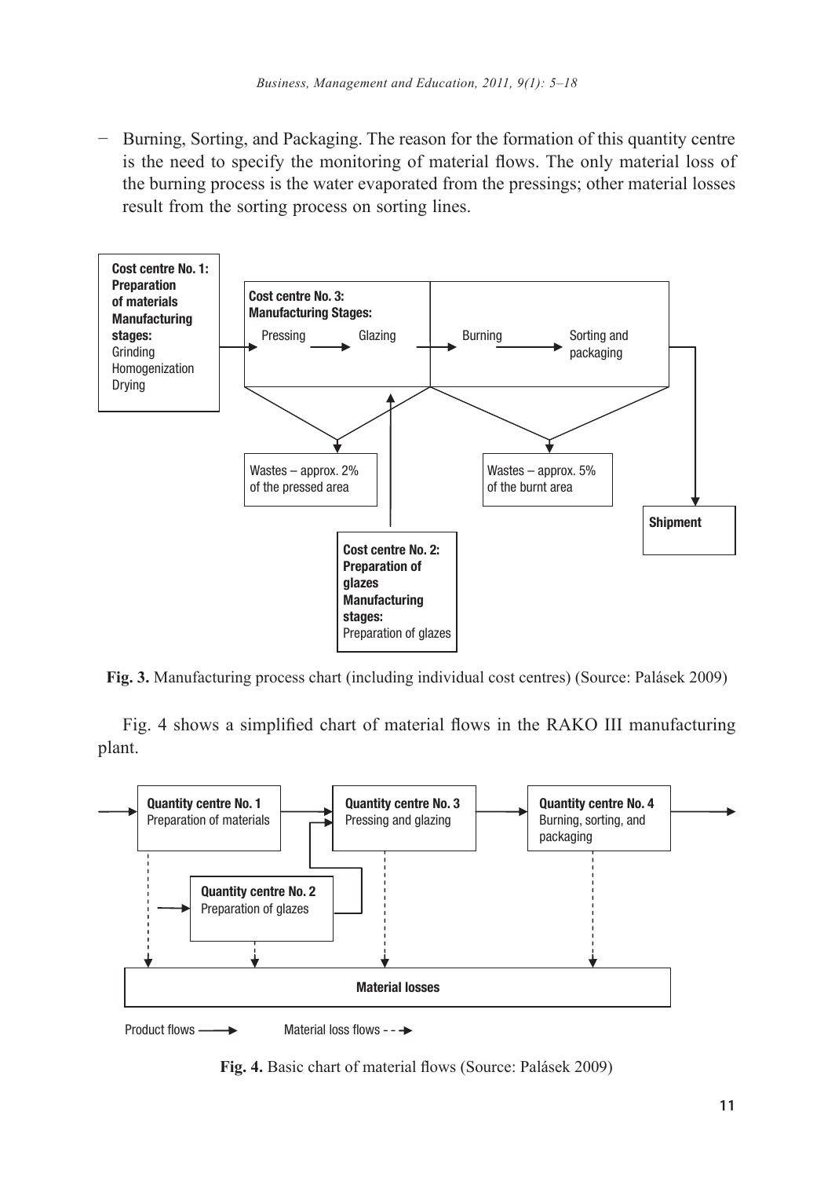− Burning, Sorting, and Packaging. The reason for the formation of this quantity centre is the need to specify the monitoring of material flows. The only material loss of the burning process is the water evaporated from the pressings; other material losses result from the sorting process on sorting lines.

**Fig. 3.** Manufacturing process chart (including individual cost centres) (Source: Palásek 2009)

Fig. 4 shows a simplified chart of material flows in the RAKO III manufacturing plant.

**Fig. 4.** Basic chart of material flows (Source: Palásek 2009)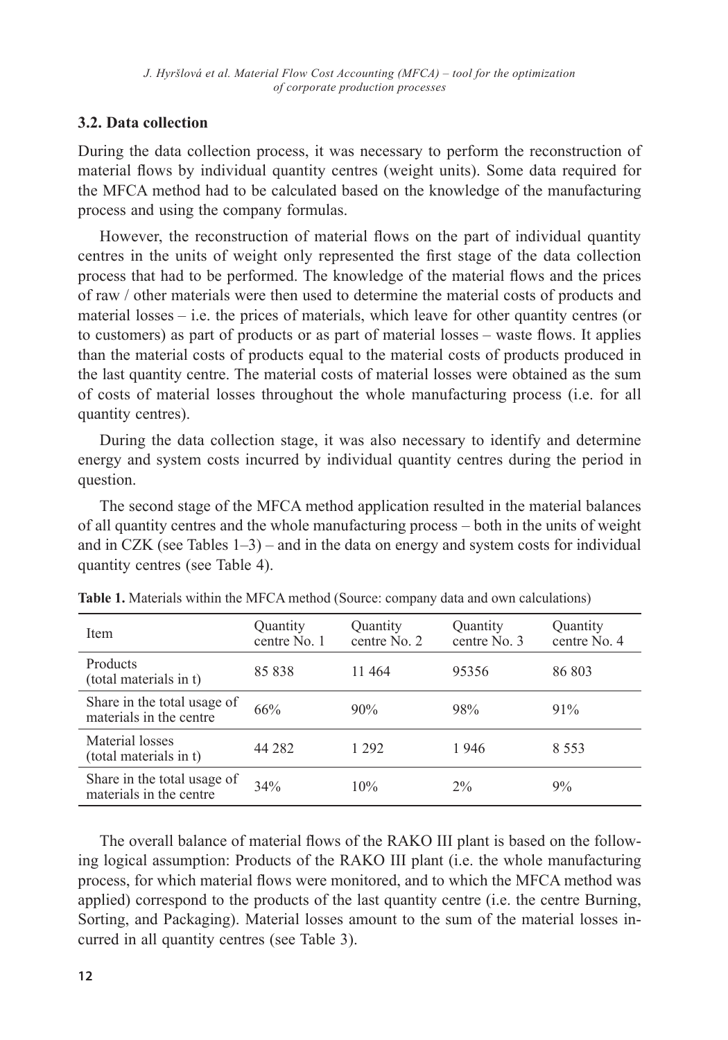### 3.2. Data collection

During the data collection process, it was necessary to perform the reconstruction of material flows by individual quantity centres (weight units). Some data required for the MFCA method had to be calculated based on the knowledge of the manufacturing process and using the company formulas.

However, the reconstruction of material flows on the part of individual quantity centres in the units of weight only represented the first stage of the data collection process that had to be performed. The knowledge of the material flows and the prices of raw / other materials were then used to determine the material costs of products and material losses – i.e. the prices of materials, which leave for other quantity centres (or to customers) as part of products or as part of material losses – waste flows. It applies than the material costs of products equal to the material costs of products produced in the last quantity centre. The material costs of material losses were obtained as the sum of costs of material losses throughout the whole manufacturing process (i.e. for all quantity centres).

During the data collection stage, it was also necessary to identify and determine energy and system costs incurred by individual quantity centres during the period in question.

The second stage of the MFCA method application resulted in the material balances of all quantity centres and the whole manufacturing process – both in the units of weight and in CZK (see Tables 1–3) – and in the data on energy and system costs for individual quantity centres (see Table 4).

**Table 1.** Materials within the MFCA method (Source: company data and own calculations)

| Item | Quantity centre No. 1 | Quantity centre No. 2 | Quantity centre No. 3 | Quantity centre No. 4 |
|---|---|---|---|---|
| Products (total materials in t) | 85 838 | 11 464 | 95356 | 86 803 |
| Share in the total usage of materials in the centre | 66% | 90% | 98% | 91% |
| Material losses (total materials in t) | 44 282 | 1 292 | 1 946 | 8 553 |
| Share in the total usage of materials in the centre | 34% | 10% | 2% | 9% |

The overall balance of material flows of the RAKO III plant is based on the following logical assumption: Products of the RAKO III plant (i.e. the whole manufacturing process, for which material flows were monitored, and to which the MFCA method was applied) correspond to the products of the last quantity centre (i.e. the centre Burning, Sorting, and Packaging). Material losses amount to the sum of the material losses incurred in all quantity centres (see Table 3).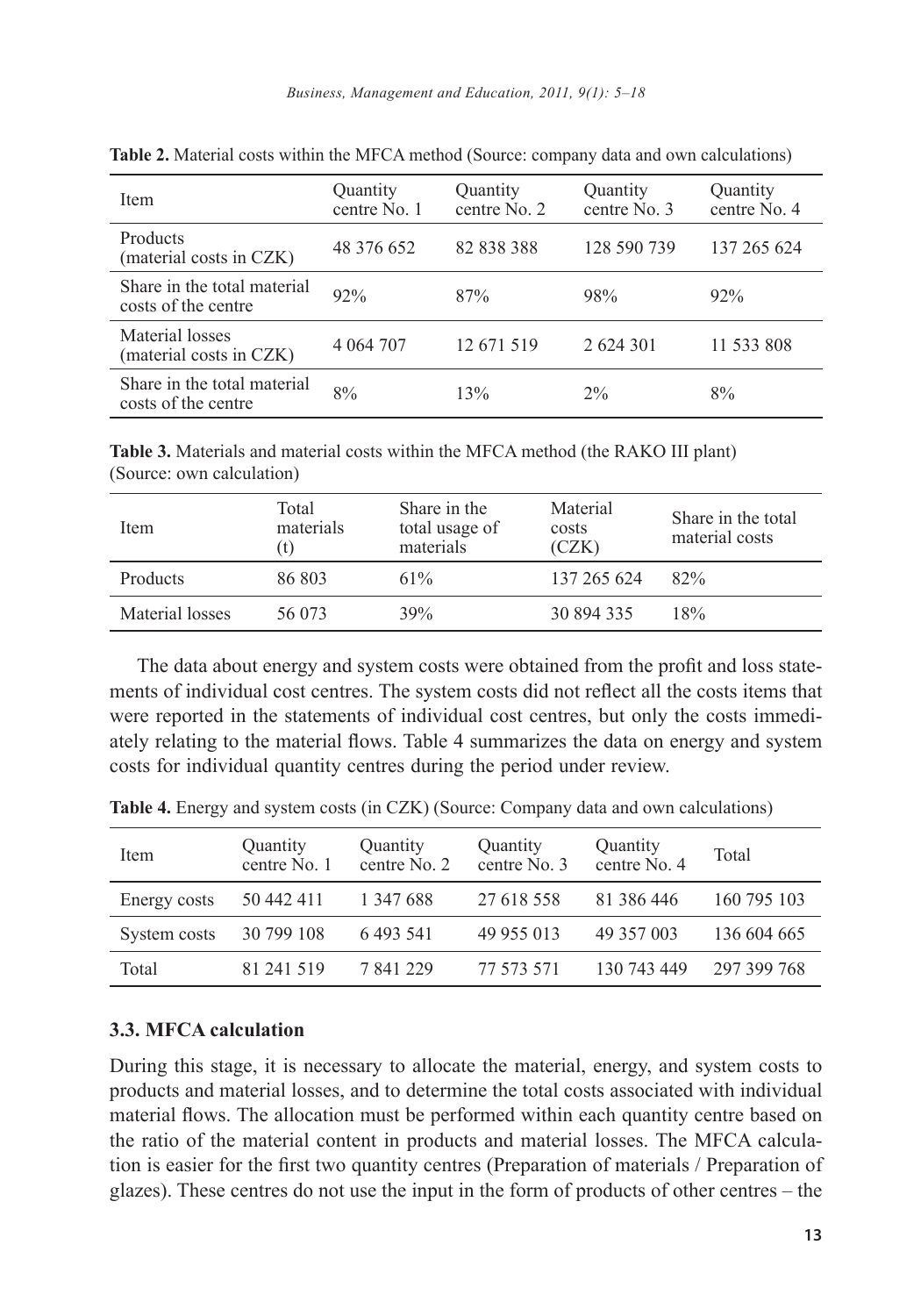**Table 2.** Material costs within the MFCA method (Source: company data and own calculations)

| Item | Quantity centre No. 1 | Quantity centre No. 2 | Quantity centre No. 3 | Quantity centre No. 4 |
|---|---|---|---|---|
| Products (material costs in CZK) | 48 376 652 | 82 838 388 | 128 590 739 | 137 265 624 |
| Share in the total material costs of the centre | 92% | 87% | 98% | 92% |
| Material losses (material costs in CZK) | 4 064 707 | 12 671 519 | 2 624 301 | 11 533 808 |
| Share in the total material costs of the centre | 8% | 13% | 2% | 8% |

**Table 3.** Materials and material costs within the MFCA method (the RAKO III plant) (Source: own calculation)

| Item | Total materials (t) | Share in the total usage of materials | Material costs (CZK) | Share in the total material costs |
|---|---|---|---|---|
| Products | 86 803 | 61% | 137 265 624 | 82% |
| Material losses | 56 073 | 39% | 30 894 335 | 18% |

The data about energy and system costs were obtained from the profit and loss statements of individual cost centres. The system costs did not reflect all the costs items that were reported in the statements of individual cost centres, but only the costs immediately relating to the material flows. Table 4 summarizes the data on energy and system costs for individual quantity centres during the period under review.

**Table 4.** Energy and system costs (in CZK) (Source: Company data and own calculations)

| Item | Quantity centre No. 1 | Quantity centre No. 2 | Quantity centre No. 3 | Quantity centre No. 4 | Total |
|---|---|---|---|---|---|
| Energy costs | 50 442 411 | 1 347 688 | 27 618 558 | 81 386 446 | 160 795 103 |
| System costs | 30 799 108 | 6 493 541 | 49 955 013 | 49 357 003 | 136 604 665 |
| Total | 81 241 519 | 7 841 229 | 77 573 571 | 130 743 449 | 297 399 768 |

### 3.3. MFCA calculation

During this stage, it is necessary to allocate the material, energy, and system costs to products and material losses, and to determine the total costs associated with individual material flows. The allocation must be performed within each quantity centre based on the ratio of the material content in products and material losses. The MFCA calculation is easier for the first two quantity centres (Preparation of materials / Preparation of glazes). These centres do not use the input in the form of products of other centres – the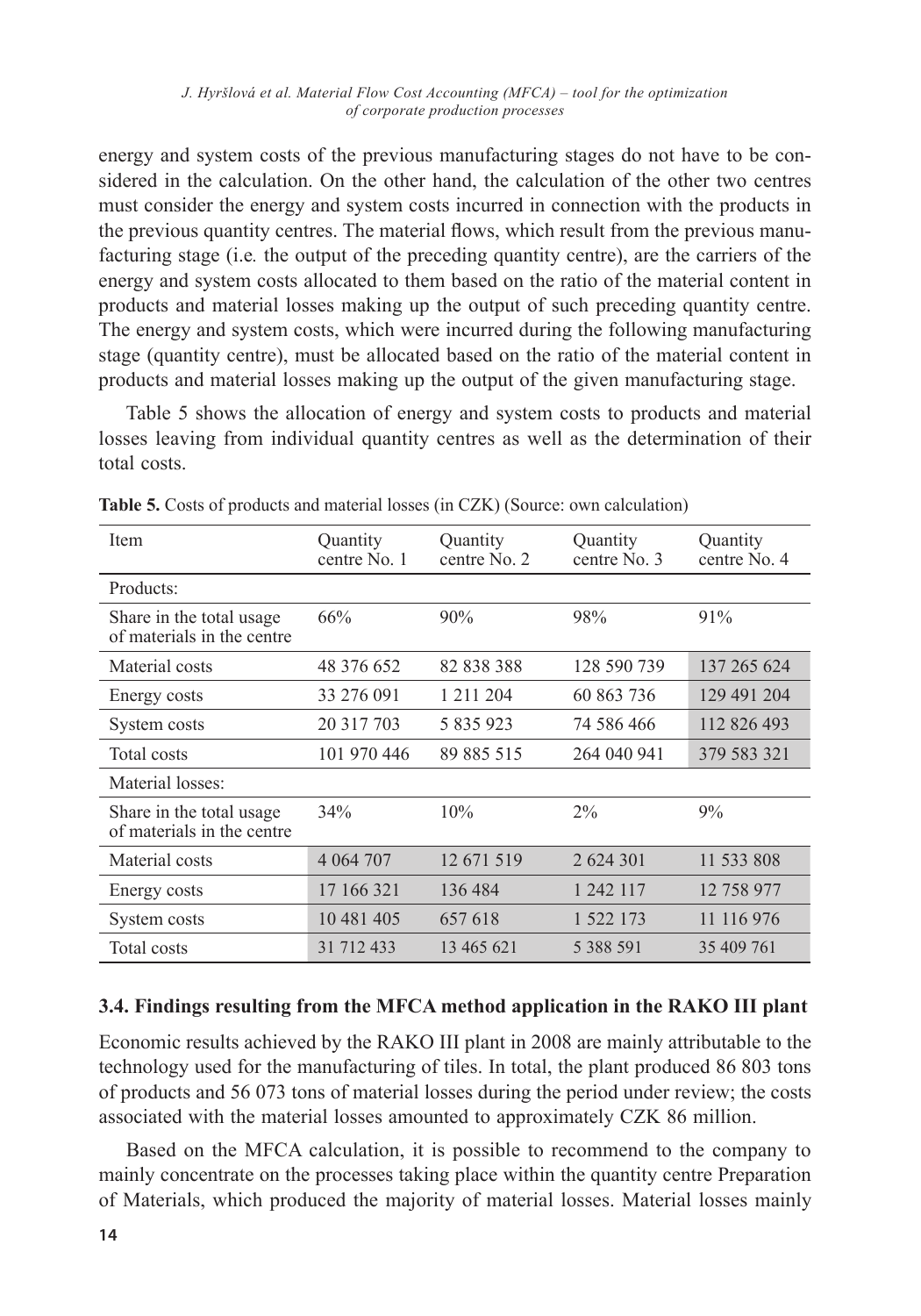energy and system costs of the previous manufacturing stages do not have to be considered in the calculation. On the other hand, the calculation of the other two centres must consider the energy and system costs incurred in connection with the products in the previous quantity centres. The material flows, which result from the previous manufacturing stage (i.e. the output of the preceding quantity centre), are the carriers of the energy and system costs allocated to them based on the ratio of the material content in products and material losses making up the output of such preceding quantity centre. The energy and system costs, which were incurred during the following manufacturing stage (quantity centre), must be allocated based on the ratio of the material content in products and material losses making up the output of the given manufacturing stage.

Table 5 shows the allocation of energy and system costs to products and material losses leaving from individual quantity centres as well as the determination of their total costs.

**Table 5.** Costs of products and material losses (in CZK) (Source: own calculation)

| Item | Quantity centre No. 1 | Quantity centre No. 2 | Quantity centre No. 3 | Quantity centre No. 4 |
|---|---|---|---|---|
| Products: | | | | |
| Share in the total usage of materials in the centre | 66% | 90% | 98% | 91% |
| Material costs | 48 376 652 | 82 838 388 | 128 590 739 | 137 265 624 |
| Energy costs | 33 276 091 | 1 211 204 | 60 863 736 | 129 491 204 |
| System costs | 20 317 703 | 5 835 923 | 74 586 466 | 112 826 493 |
| Total costs | 101 970 446 | 89 885 515 | 264 040 941 | 379 583 321 |
| Material losses: | | | | |
| Share in the total usage of materials in the centre | 34% | 10% | 2% | 9% |
| Material costs | 4 064 707 | 12 671 519 | 2 624 301 | 11 533 808 |
| Energy costs | 17 166 321 | 136 484 | 1 242 117 | 12 758 977 |
| System costs | 10 481 405 | 657 618 | 1 522 173 | 11 116 976 |
| Total costs | 31 712 433 | 13 465 621 | 5 388 591 | 35 409 761 |

### 3.4. Findings resulting from the MFCA method application in the RAKO III plant

Economic results achieved by the RAKO III plant in 2008 are mainly attributable to the technology used for the manufacturing of tiles. In total, the plant produced 86 803 tons of products and 56 073 tons of material losses during the period under review; the costs associated with the material losses amounted to approximately CZK 86 million.

Based on the MFCA calculation, it is possible to recommend to the company to mainly concentrate on the processes taking place within the quantity centre Preparation of Materials, which produced the majority of material losses. Material losses mainly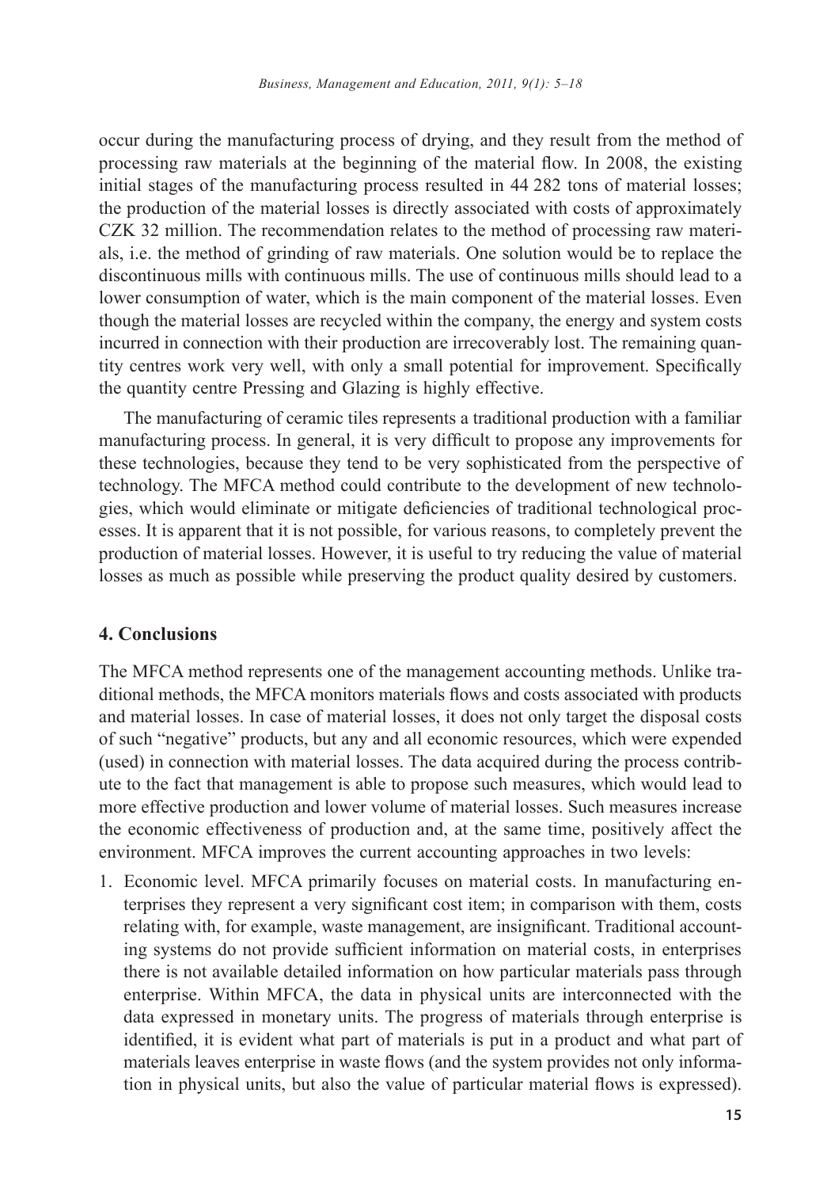occur during the manufacturing process of drying, and they result from the method of processing raw materials at the beginning of the material flow. In 2008, the existing initial stages of the manufacturing process resulted in 44 282 tons of material losses; the production of the material losses is directly associated with costs of approximately CZK 32 million. The recommendation relates to the method of processing raw materials, i.e. the method of grinding of raw materials. One solution would be to replace the discontinuous mills with continuous mills. The use of continuous mills should lead to a lower consumption of water, which is the main component of the material losses. Even though the material losses are recycled within the company, the energy and system costs incurred in connection with their production are irrecoverably lost. The remaining quantity centres work very well, with only a small potential for improvement. Specifically the quantity centre Pressing and Glazing is highly effective.

The manufacturing of ceramic tiles represents a traditional production with a familiar manufacturing process. In general, it is very difficult to propose any improvements for these technologies, because they tend to be very sophisticated from the perspective of technology. The MFCA method could contribute to the development of new technologies, which would eliminate or mitigate deficiencies of traditional technological processes. It is apparent that it is not possible, for various reasons, to completely prevent the production of material losses. However, it is useful to try reducing the value of material losses as much as possible while preserving the product quality desired by customers.

## 4. Conclusions

The MFCA method represents one of the management accounting methods. Unlike traditional methods, the MFCA monitors materials flows and costs associated with products and material losses. In case of material losses, it does not only target the disposal costs of such "negative" products, but any and all economic resources, which were expended (used) in connection with material losses. The data acquired during the process contribute to the fact that management is able to propose such measures, which would lead to more effective production and lower volume of material losses. Such measures increase the economic effectiveness of production and, at the same time, positively affect the environment. MFCA improves the current accounting approaches in two levels:

1. Economic level. MFCA primarily focuses on material costs. In manufacturing enterprises they represent a very significant cost item; in comparison with them, costs relating with, for example, waste management, are insignificant. Traditional accounting systems do not provide sufficient information on material costs, in enterprises there is not available detailed information on how particular materials pass through enterprise. Within MFCA, the data in physical units are interconnected with the data expressed in monetary units. The progress of materials through enterprise is identified, it is evident what part of materials is put in a product and what part of materials leaves enterprise in waste flows (and the system provides not only information in physical units, but also the value of particular material flows is expressed).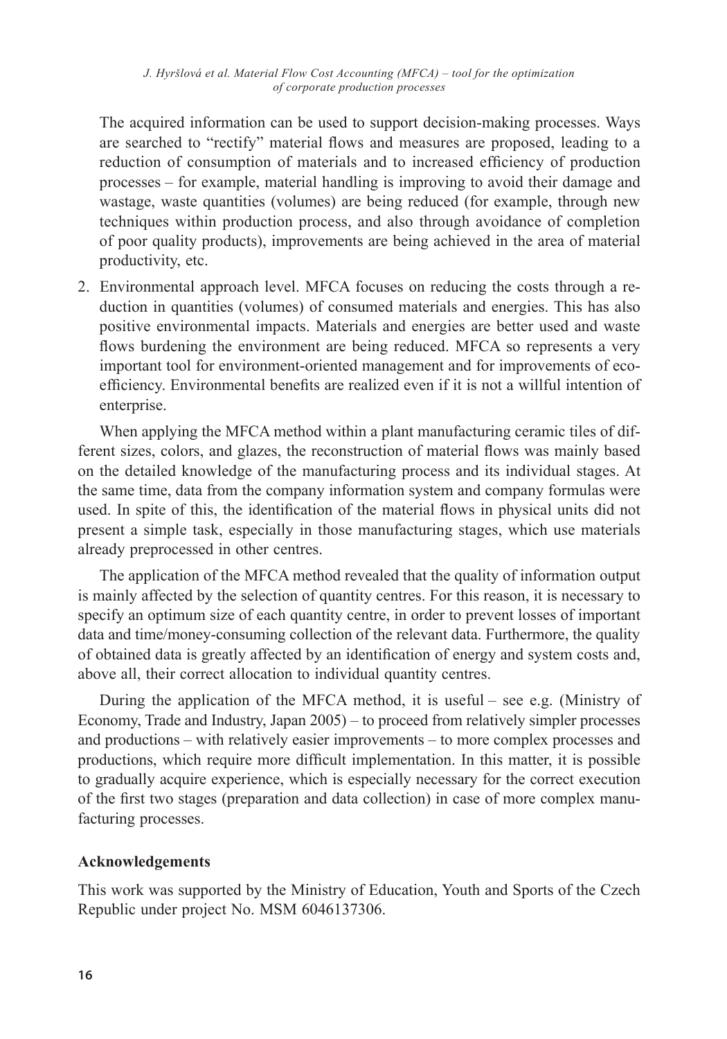The acquired information can be used to support decision-making processes. Ways are searched to "rectify" material flows and measures are proposed, leading to a reduction of consumption of materials and to increased efficiency of production processes – for example, material handling is improving to avoid their damage and wastage, waste quantities (volumes) are being reduced (for example, through new techniques within production process, and also through avoidance of completion of poor quality products), improvements are being achieved in the area of material productivity, etc.

2. Environmental approach level. MFCA focuses on reducing the costs through a reduction in quantities (volumes) of consumed materials and energies. This has also positive environmental impacts. Materials and energies are better used and waste flows burdening the environment are being reduced. MFCA so represents a very important tool for environment-oriented management and for improvements of eco-efficiency. Environmental benefits are realized even if it is not a willful intention of enterprise.

When applying the MFCA method within a plant manufacturing ceramic tiles of different sizes, colors, and glazes, the reconstruction of material flows was mainly based on the detailed knowledge of the manufacturing process and its individual stages. At the same time, data from the company information system and company formulas were used. In spite of this, the identification of the material flows in physical units did not present a simple task, especially in those manufacturing stages, which use materials already preprocessed in other centres.

The application of the MFCA method revealed that the quality of information output is mainly affected by the selection of quantity centres. For this reason, it is necessary to specify an optimum size of each quantity centre, in order to prevent losses of important data and time/money-consuming collection of the relevant data. Furthermore, the quality of obtained data is greatly affected by an identification of energy and system costs and, above all, their correct allocation to individual quantity centres.

During the application of the MFCA method, it is useful – see e.g. (Ministry of Economy, Trade and Industry, Japan 2005) – to proceed from relatively simpler processes and productions – with relatively easier improvements – to more complex processes and productions, which require more difficult implementation. In this matter, it is possible to gradually acquire experience, which is especially necessary for the correct execution of the first two stages (preparation and data collection) in case of more complex manufacturing processes.

## Acknowledgements

This work was supported by the Ministry of Education, Youth and Sports of the Czech Republic under project No. MSM 6046137306.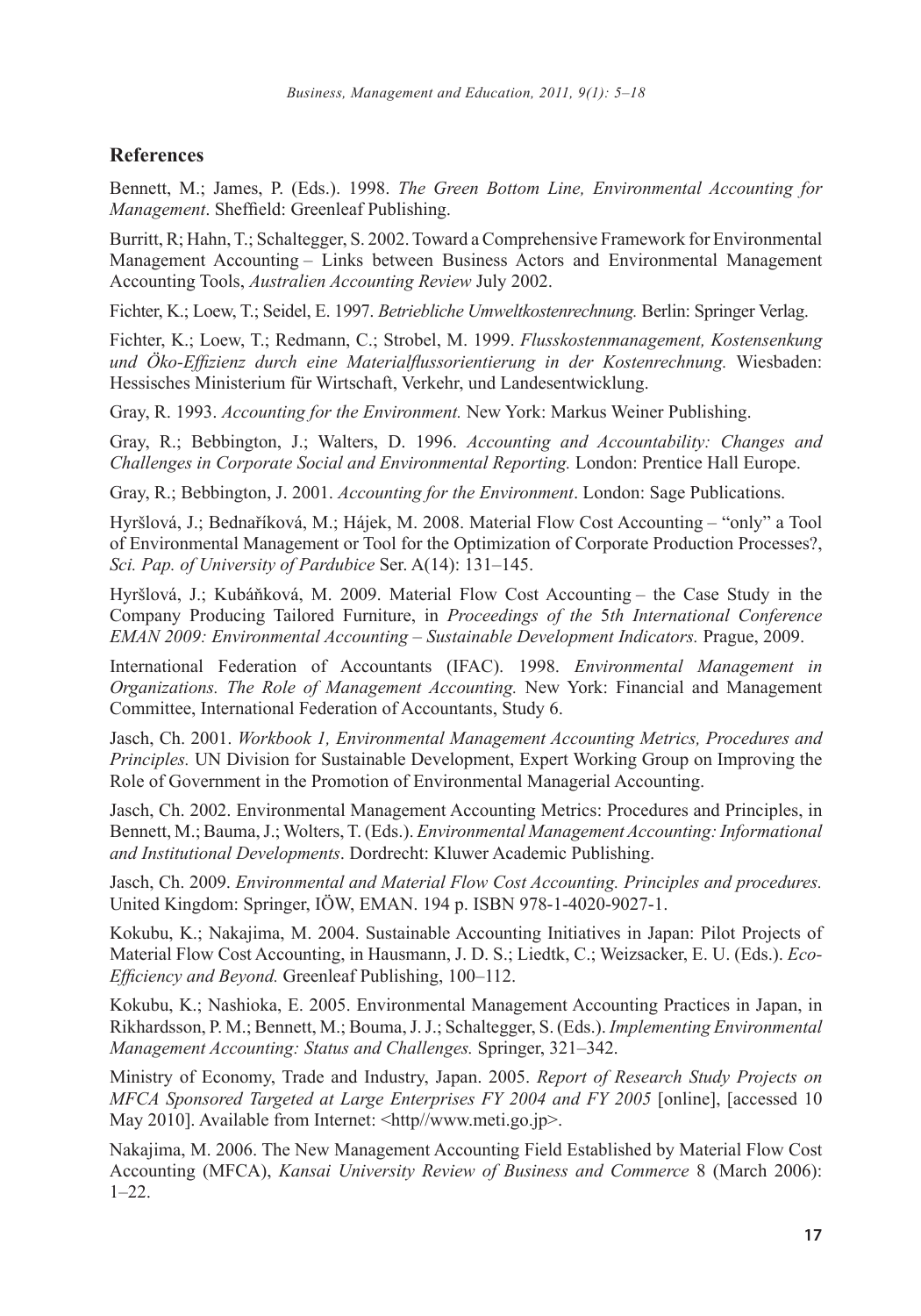## References

Bennett, M.; James, P. (Eds.). 1998. *The Green Bottom Line, Environmental Accounting for Management*. Sheffield: Greenleaf Publishing.

Burritt, R; Hahn, T.; Schaltegger, S. 2002. Toward a Comprehensive Framework for Environmental Management Accounting – Links between Business Actors and Environmental Management Accounting Tools, *Australien Accounting Review* July 2002.

Fichter, K.; Loew, T.; Seidel, E. 1997. *Betriebliche Umweltkostenrechnung.* Berlin: Springer Verlag.

Fichter, K.; Loew, T.; Redmann, C.; Strobel, M. 1999. *Flusskostenmanagement, Kostensenkung und Öko-Effizienz durch eine Materialflussorientierung in der Kostenrechnung.* Wiesbaden: Hessisches Ministerium für Wirtschaft, Verkehr, und Landesentwicklung.

Gray, R. 1993. *Accounting for the Environment.* New York: Markus Weiner Publishing.

Gray, R.; Bebbington, J.; Walters, D. 1996. *Accounting and Accountability: Changes and Challenges in Corporate Social and Environmental Reporting.* London: Prentice Hall Europe.

Gray, R.; Bebbington, J. 2001. *Accounting for the Environment*. London: Sage Publications.

Hyršlová, J.; Bednaříková, M.; Hájek, M. 2008. Material Flow Cost Accounting – "only" a Tool of Environmental Management or Tool for the Optimization of Corporate Production Processes?, *Sci. Pap. of University of Pardubice* Ser. A(14): 131–145.

Hyršlová, J.; Kubáňková, M. 2009. Material Flow Cost Accounting – the Case Study in the Company Producing Tailored Furniture, in *Proceedings of the 5th International Conference EMAN 2009: Environmental Accounting – Sustainable Development Indicators.* Prague, 2009.

International Federation of Accountants (IFAC). 1998. *Environmental Management in Organizations. The Role of Management Accounting.* New York: Financial and Management Committee, International Federation of Accountants, Study 6.

Jasch, Ch. 2001. *Workbook 1, Environmental Management Accounting Metrics, Procedures and Principles.* UN Division for Sustainable Development, Expert Working Group on Improving the Role of Government in the Promotion of Environmental Managerial Accounting.

Jasch, Ch. 2002. Environmental Management Accounting Metrics: Procedures and Principles, in Bennett, M.; Bauma, J.; Wolters, T. (Eds.). *Environmental Management Accounting: Informational and Institutional Developments*. Dordrecht: Kluwer Academic Publishing.

Jasch, Ch. 2009. *Environmental and Material Flow Cost Accounting. Principles and procedures.* United Kingdom: Springer, IÖW, EMAN. 194 p. ISBN 978-1-4020-9027-1.

Kokubu, K.; Nakajima, M. 2004. Sustainable Accounting Initiatives in Japan: Pilot Projects of Material Flow Cost Accounting, in Hausmann, J. D. S.; Liedtk, C.; Weizsacker, E. U. (Eds.). *Eco-Efficiency and Beyond.* Greenleaf Publishing, 100–112.

Kokubu, K.; Nashioka, E. 2005. Environmental Management Accounting Practices in Japan, in Rikhardsson, P. M.; Bennett, M.; Bouma, J. J.; Schaltegger, S. (Eds.). *Implementing Environmental Management Accounting: Status and Challenges.* Springer, 321–342.

Ministry of Economy, Trade and Industry, Japan. 2005. *Report of Research Study Projects on MFCA Sponsored Targeted at Large Enterprises FY 2004 and FY 2005* [online], [accessed 10 May 2010]. Available from Internet: <http//www.meti.go.jp>.

Nakajima, M. 2006. The New Management Accounting Field Established by Material Flow Cost Accounting (MFCA), *Kansai University Review of Business and Commerce* 8 (March 2006): 1–22.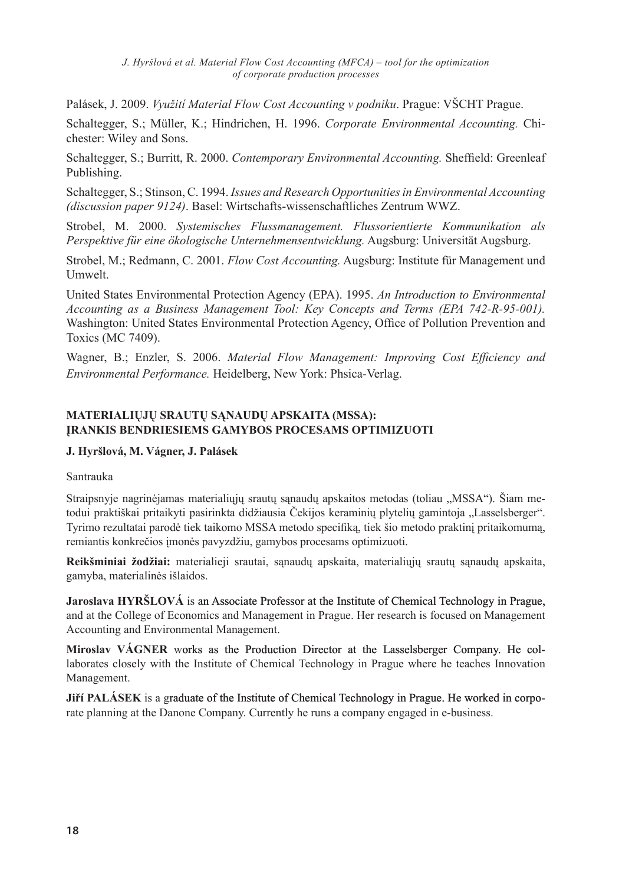Palásek, J. 2009. *Využití Material Flow Cost Accounting v podniku*. Prague: VŠCHT Prague.

Schaltegger, S.; Müller, K.; Hindrichen, H. 1996. *Corporate Environmental Accounting.* Chichester: Wiley and Sons.

Schaltegger, S.; Burritt, R. 2000. *Contemporary Environmental Accounting.* Sheffield: Greenleaf Publishing.

Schaltegger, S.; Stinson, C. 1994. *Issues and Research Opportunities in Environmental Accounting (discussion paper 9124)*. Basel: Wirtschafts-wissenschaftliches Zentrum WWZ.

Strobel, M. 2000. *Systemisches Flussmanagement. Flussorientierte Kommunikation als Perspektive für eine ökologische Unternehmensentwicklung.* Augsburg: Universität Augsburg.

Strobel, M.; Redmann, C. 2001. *Flow Cost Accounting.* Augsburg: Institute für Management und Umwelt.

United States Environmental Protection Agency (EPA). 1995. *An Introduction to Environmental Accounting as a Business Management Tool: Key Concepts and Terms (EPA 742-R-95-001).* Washington: United States Environmental Protection Agency, Office of Pollution Prevention and Toxics (MC 7409).

Wagner, B.; Enzler, S. 2006. *Material Flow Management: Improving Cost Efficiency and Environmental Performance.* Heidelberg, New York: Phsica-Verlag.

## MATERIALIŲJŲ SRAUTŲ SĄNAUDŲ APSKAITA (MSSA): ĮRANKIS BENDRIESIEMS GAMYBOS PROCESAMS OPTIMIZUOTI

**J. Hyršlová, M. Vágner, J. Palásek**

Santrauka

Straipsnyje nagrinėjamas materialiųjų srautų sąnaudų apskaitos metodas (toliau „MSSA"). Šiam metodui praktiškai pritaikyti pasirinkta didžiausia Čekijos keraminių plytelių gamintoja „Lasselsberger". Tyrimo rezultatai parodė tiek taikomo MSSA metodo specifiką, tiek šio metodo praktinį pritaikomumą, remiantis konkrečios įmonės pavyzdžiu, gamybos procesams optimizuoti.

**Reikšminiai žodžiai:** materialieji srautai, sąnaudų apskaita, materialiųjų srautų sąnaudų apskaita, gamyba, materialinės išlaidos.

**Jaroslava HYRŠLOVÁ** is an Associate Professor at the Institute of Chemical Technology in Prague, and at the College of Economics and Management in Prague. Her research is focused on Management Accounting and Environmental Management.

**Miroslav VÁGNER** works as the Production Director at the Lasselsberger Company. He collaborates closely with the Institute of Chemical Technology in Prague where he teaches Innovation Management.

**Jiří PALÁSEK** is a graduate of the Institute of Chemical Technology in Prague. He worked in corporate planning at the Danone Company. Currently he runs a company engaged in e-business.